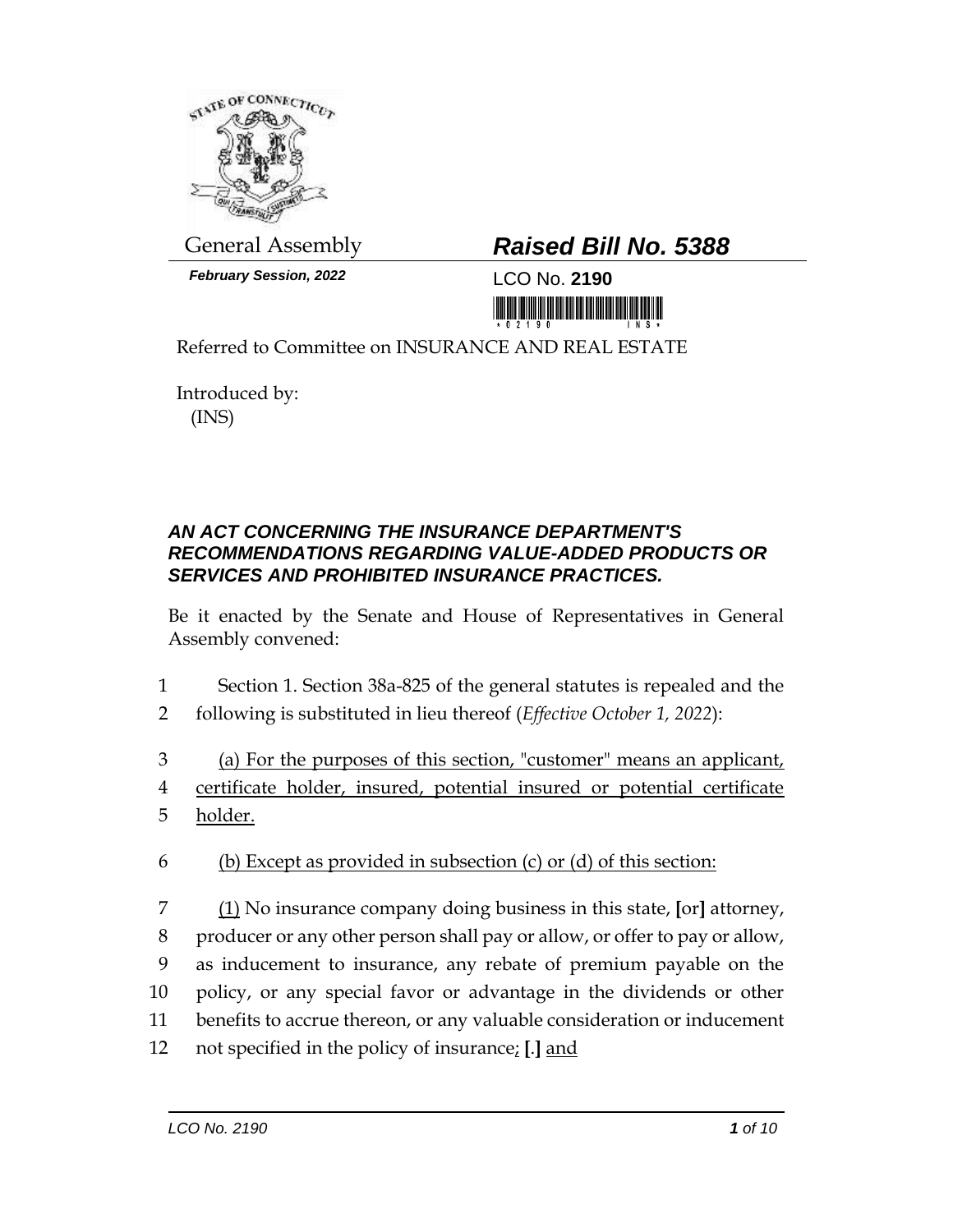General Assembly

***February Session, 2022***

## *Raised Bill No. 5388*

LCO No. **2190**

Referred to Committee on INSURANCE AND REAL ESTATE

Introduced by:
(INS)

### *AN ACT CONCERNING THE INSURANCE DEPARTMENT'S RECOMMENDATIONS REGARDING VALUE-ADDED PRODUCTS OR SERVICES AND PROHIBITED INSURANCE PRACTICES.*

Be it enacted by the Senate and House of Representatives in General Assembly convened:

1 Section 1. Section 38a-825 of the general statutes is repealed and the
2 following is substituted in lieu thereof (*Effective October 1, 2022*):

3 (a) For the purposes of this section, "customer" means an applicant,
4 certificate holder, insured, potential insured or potential certificate
5 holder.

6 (b) Except as provided in subsection (c) or (d) of this section:

7 (1) No insurance company doing business in this state, **[**or**]** attorney,
8 producer or any other person shall pay or allow, or offer to pay or allow,
9 as inducement to insurance, any rebate of premium payable on the
10 policy, or any special favor or advantage in the dividends or other
11 benefits to accrue thereon, or any valuable consideration or inducement
12 not specified in the policy of insurance; **[**.**]** and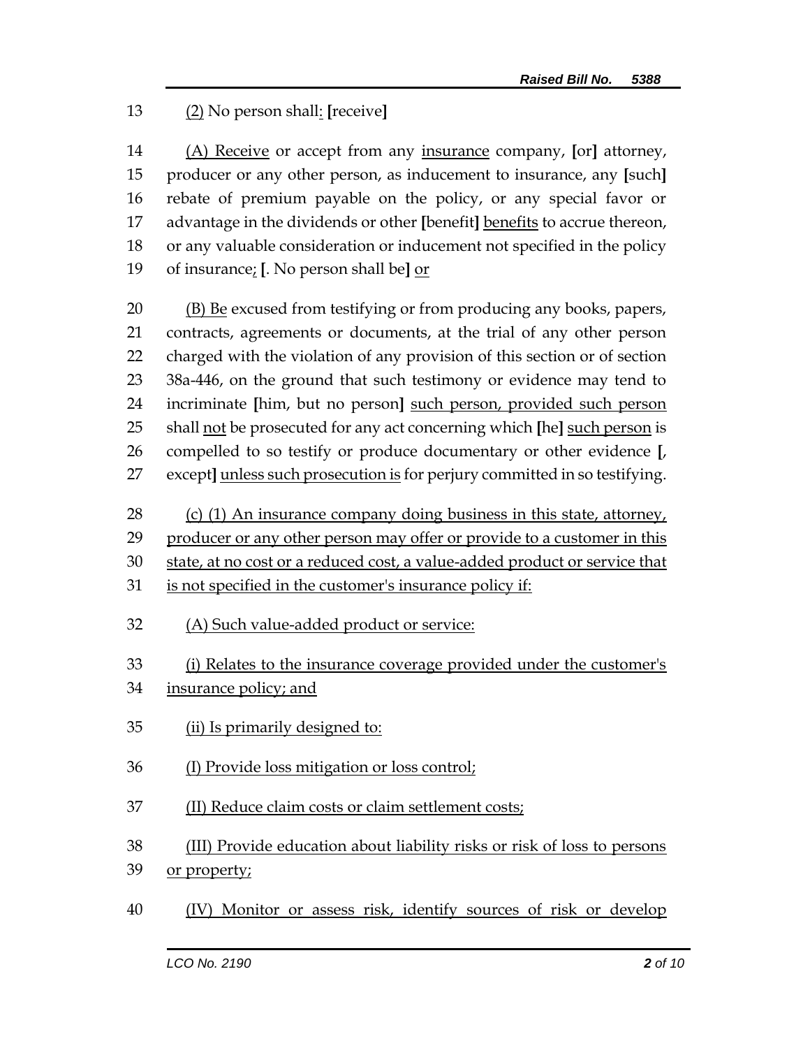13 (2) No person shall: [receive]

14 (A) Receive or accept from any insurance company, [or] attorney,
15 producer or any other person, as inducement to insurance, any [such]
16 rebate of premium payable on the policy, or any special favor or
17 advantage in the dividends or other [benefit] benefits to accrue thereon,
18 or any valuable consideration or inducement not specified in the policy
19 of insurance; [. No person shall be] or

20 (B) Be excused from testifying or from producing any books, papers,
21 contracts, agreements or documents, at the trial of any other person
22 charged with the violation of any provision of this section or of section
23 38a-446, on the ground that such testimony or evidence may tend to
24 incriminate [him, but no person] such person, provided such person
25 shall not be prosecuted for any act concerning which [he] such person is
26 compelled to so testify or produce documentary or other evidence [,
27 except] unless such prosecution is for perjury committed in so testifying.

28 (c) (1) An insurance company doing business in this state, attorney,
29 producer or any other person may offer or provide to a customer in this
30 state, at no cost or a reduced cost, a value-added product or service that
31 is not specified in the customer's insurance policy if:

32 (A) Such value-added product or service:

33 (i) Relates to the insurance coverage provided under the customer's
34 insurance policy; and

35 (ii) Is primarily designed to:

36 (I) Provide loss mitigation or loss control;

37 (II) Reduce claim costs or claim settlement costs;

38 (III) Provide education about liability risks or risk of loss to persons
39 or property;

40 (IV) Monitor or assess risk, identify sources of risk or develop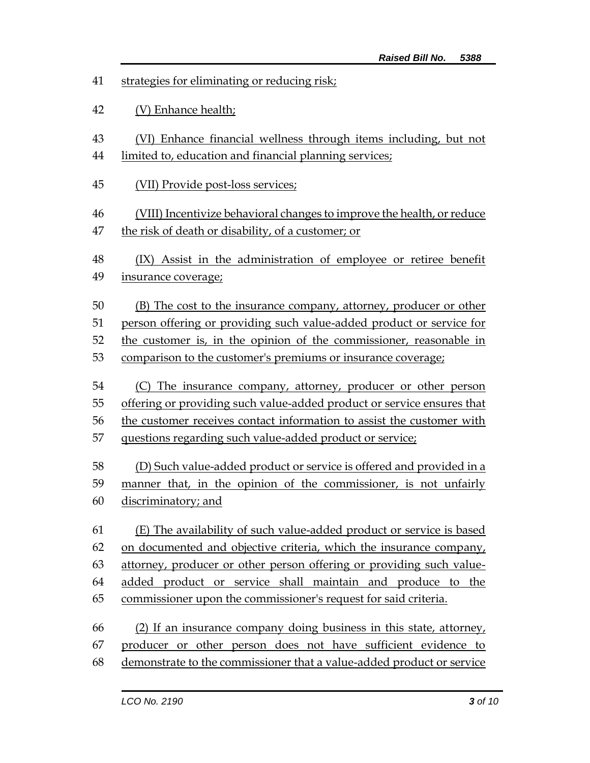strategies for eliminating or reducing risk;

(V) Enhance health;

(VI) Enhance financial wellness through items including, but not limited to, education and financial planning services;

(VII) Provide post-loss services;

(VIII) Incentivize behavioral changes to improve the health, or reduce the risk of death or disability, of a customer; or

(IX) Assist in the administration of employee or retiree benefit insurance coverage;

(B) The cost to the insurance company, attorney, producer or other person offering or providing such value-added product or service for the customer is, in the opinion of the commissioner, reasonable in comparison to the customer's premiums or insurance coverage;

(C) The insurance company, attorney, producer or other person offering or providing such value-added product or service ensures that the customer receives contact information to assist the customer with questions regarding such value-added product or service;

(D) Such value-added product or service is offered and provided in a manner that, in the opinion of the commissioner, is not unfairly discriminatory; and

(E) The availability of such value-added product or service is based on documented and objective criteria, which the insurance company, attorney, producer or other person offering or providing such value-added product or service shall maintain and produce to the commissioner upon the commissioner's request for said criteria.

(2) If an insurance company doing business in this state, attorney, producer or other person does not have sufficient evidence to demonstrate to the commissioner that a value-added product or service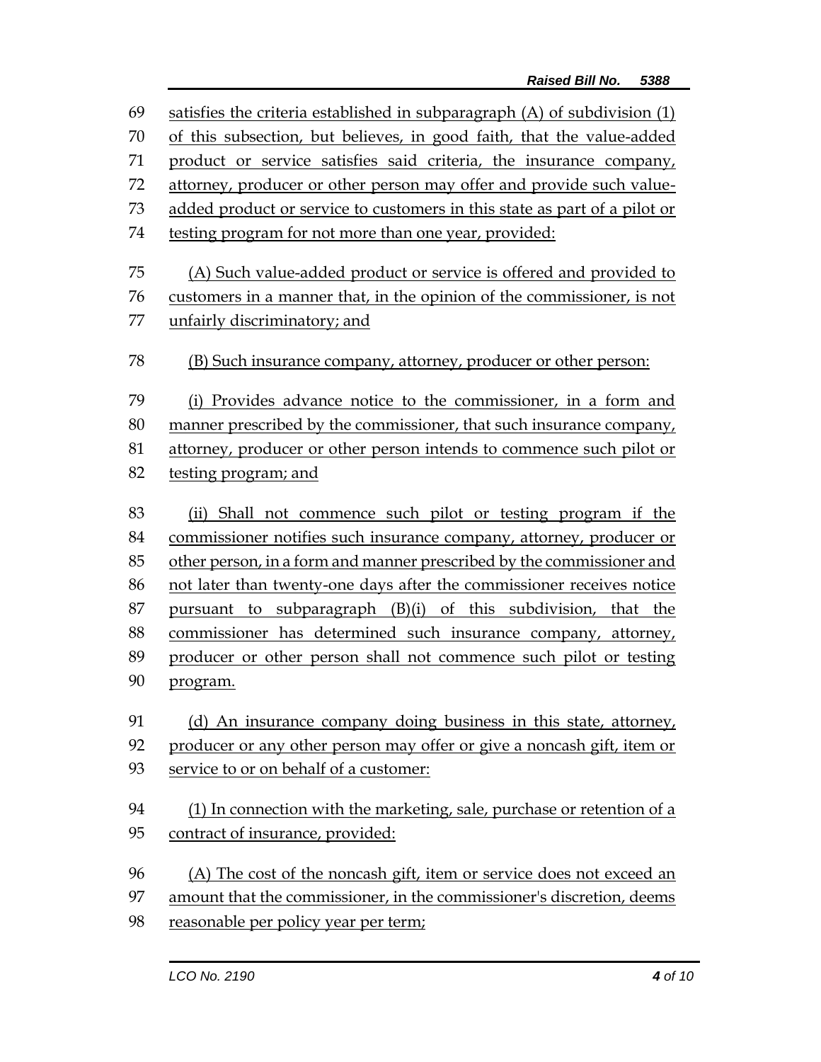satisfies the criteria established in subparagraph (A) of subdivision (1) of this subsection, but believes, in good faith, that the value-added product or service satisfies said criteria, the insurance company, attorney, producer or other person may offer and provide such value-added product or service to customers in this state as part of a pilot or testing program for not more than one year, provided:

(A) Such value-added product or service is offered and provided to customers in a manner that, in the opinion of the commissioner, is not unfairly discriminatory; and

(B) Such insurance company, attorney, producer or other person:

(i) Provides advance notice to the commissioner, in a form and manner prescribed by the commissioner, that such insurance company, attorney, producer or other person intends to commence such pilot or testing program; and

(ii) Shall not commence such pilot or testing program if the commissioner notifies such insurance company, attorney, producer or other person, in a form and manner prescribed by the commissioner and not later than twenty-one days after the commissioner receives notice pursuant to subparagraph (B)(i) of this subdivision, that the commissioner has determined such insurance company, attorney, producer or other person shall not commence such pilot or testing program.

(d) An insurance company doing business in this state, attorney, producer or any other person may offer or give a noncash gift, item or service to or on behalf of a customer:

(1) In connection with the marketing, sale, purchase or retention of a contract of insurance, provided:

(A) The cost of the noncash gift, item or service does not exceed an amount that the commissioner, in the commissioner's discretion, deems reasonable per policy year per term;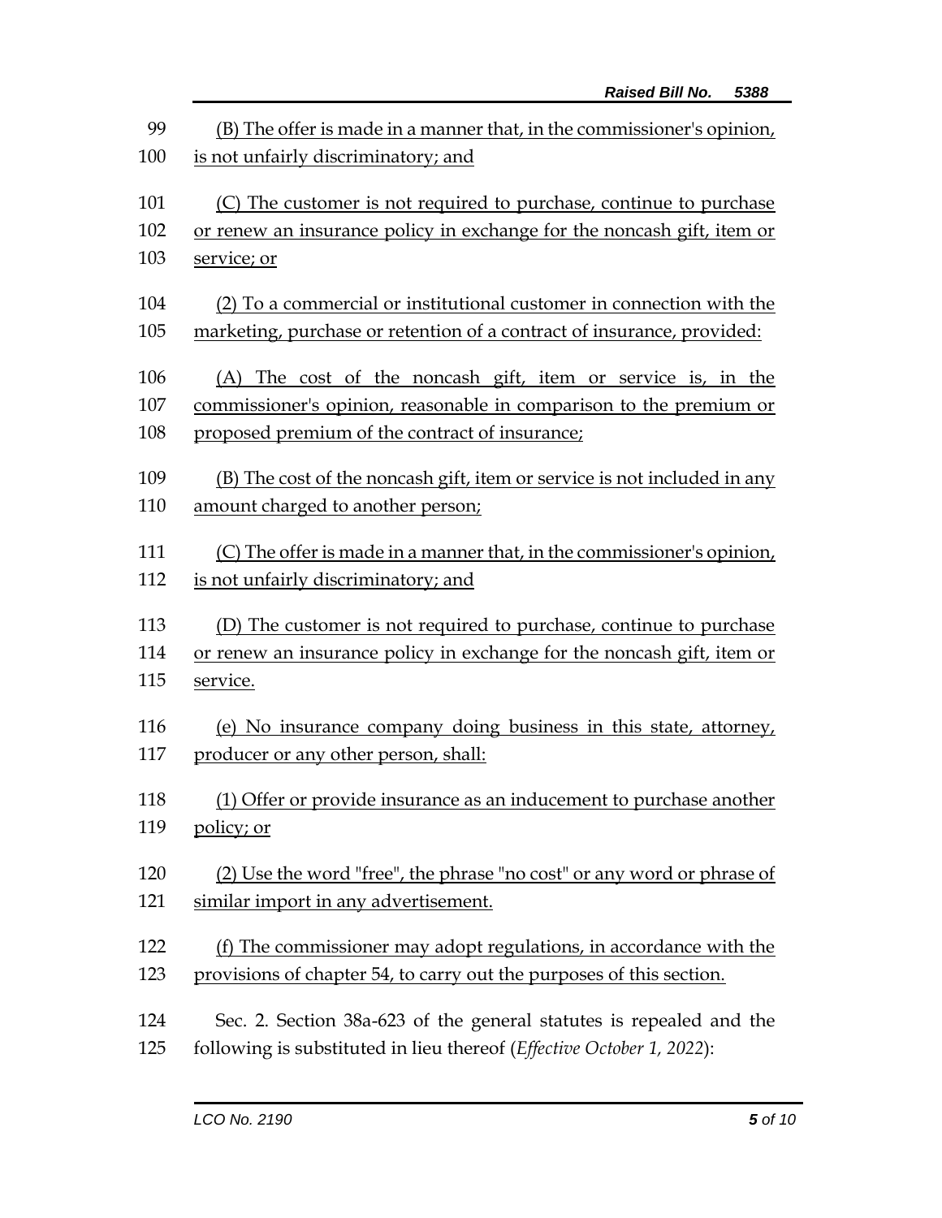(B) The offer is made in a manner that, in the commissioner's opinion, is not unfairly discriminatory; and

(C) The customer is not required to purchase, continue to purchase or renew an insurance policy in exchange for the noncash gift, item or service; or

(2) To a commercial or institutional customer in connection with the marketing, purchase or retention of a contract of insurance, provided:

(A) The cost of the noncash gift, item or service is, in the commissioner's opinion, reasonable in comparison to the premium or proposed premium of the contract of insurance;

(B) The cost of the noncash gift, item or service is not included in any amount charged to another person;

(C) The offer is made in a manner that, in the commissioner's opinion, is not unfairly discriminatory; and

(D) The customer is not required to purchase, continue to purchase or renew an insurance policy in exchange for the noncash gift, item or service.

(e) No insurance company doing business in this state, attorney, producer or any other person, shall:

(1) Offer or provide insurance as an inducement to purchase another policy; or

(2) Use the word "free", the phrase "no cost" or any word or phrase of similar import in any advertisement.

(f) The commissioner may adopt regulations, in accordance with the provisions of chapter 54, to carry out the purposes of this section.

Sec. 2. Section 38a-623 of the general statutes is repealed and the following is substituted in lieu thereof (*Effective October 1, 2022*):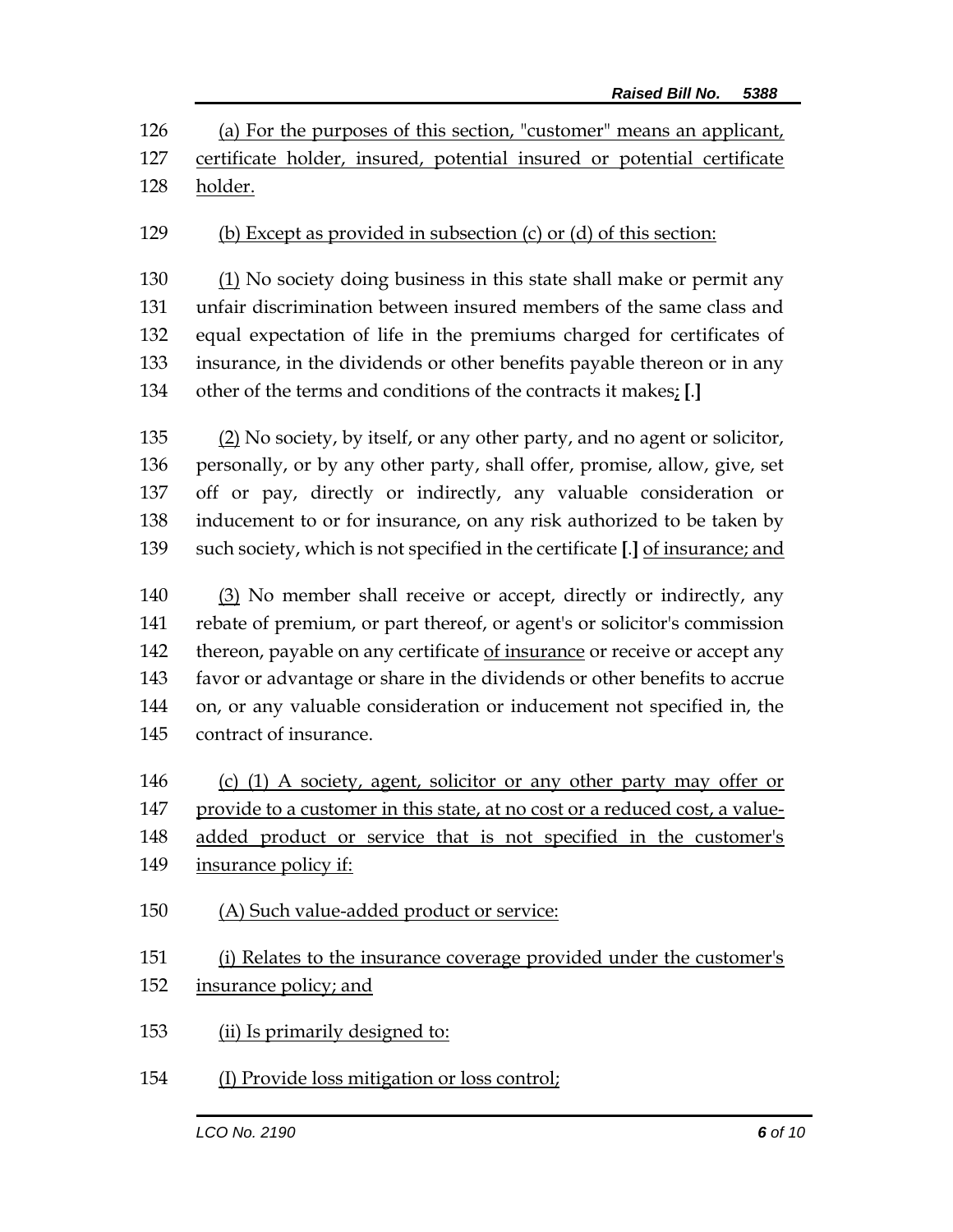126 (a) For the purposes of this section, "customer" means an applicant, 127 certificate holder, insured, potential insured or potential certificate 128 holder.

129 (b) Except as provided in subsection (c) or (d) of this section:

130 (1) No society doing business in this state shall make or permit any 131 unfair discrimination between insured members of the same class and 132 equal expectation of life in the premiums charged for certificates of 133 insurance, in the dividends or other benefits payable thereon or in any 134 other of the terms and conditions of the contracts it makes; **[**.**]**

135 (2) No society, by itself, or any other party, and no agent or solicitor, 136 personally, or by any other party, shall offer, promise, allow, give, set 137 off or pay, directly or indirectly, any valuable consideration or 138 inducement to or for insurance, on any risk authorized to be taken by 139 such society, which is not specified in the certificate **[**.**]** of insurance; and

140 (3) No member shall receive or accept, directly or indirectly, any 141 rebate of premium, or part thereof, or agent's or solicitor's commission 142 thereon, payable on any certificate of insurance or receive or accept any 143 favor or advantage or share in the dividends or other benefits to accrue 144 on, or any valuable consideration or inducement not specified in, the 145 contract of insurance.

146 (c) (1) A society, agent, solicitor or any other party may offer or 147 provide to a customer in this state, at no cost or a reduced cost, a value-148 added product or service that is not specified in the customer's 149 insurance policy if:

150 (A) Such value-added product or service:

151 (i) Relates to the insurance coverage provided under the customer's 152 insurance policy; and

153 (ii) Is primarily designed to:

154 (I) Provide loss mitigation or loss control;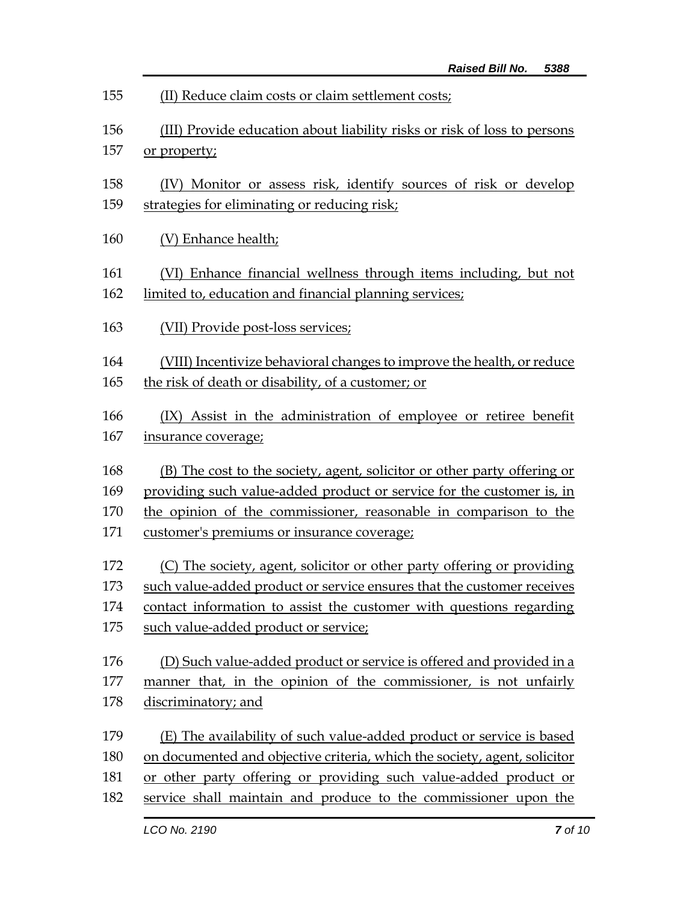155 (II) Reduce claim costs or claim settlement costs;

156 (III) Provide education about liability risks or risk of loss to persons
157 or property;

158 (IV) Monitor or assess risk, identify sources of risk or develop
159 strategies for eliminating or reducing risk;

160 (V) Enhance health;

161 (VI) Enhance financial wellness through items including, but not
162 limited to, education and financial planning services;

163 (VII) Provide post-loss services;

164 (VIII) Incentivize behavioral changes to improve the health, or reduce
165 the risk of death or disability, of a customer; or

166 (IX) Assist in the administration of employee or retiree benefit
167 insurance coverage;

168 (B) The cost to the society, agent, solicitor or other party offering or
169 providing such value-added product or service for the customer is, in
170 the opinion of the commissioner, reasonable in comparison to the
171 customer's premiums or insurance coverage;

172 (C) The society, agent, solicitor or other party offering or providing
173 such value-added product or service ensures that the customer receives
174 contact information to assist the customer with questions regarding
175 such value-added product or service;

176 (D) Such value-added product or service is offered and provided in a
177 manner that, in the opinion of the commissioner, is not unfairly
178 discriminatory; and

179 (E) The availability of such value-added product or service is based
180 on documented and objective criteria, which the society, agent, solicitor
181 or other party offering or providing such value-added product or
182 service shall maintain and produce to the commissioner upon the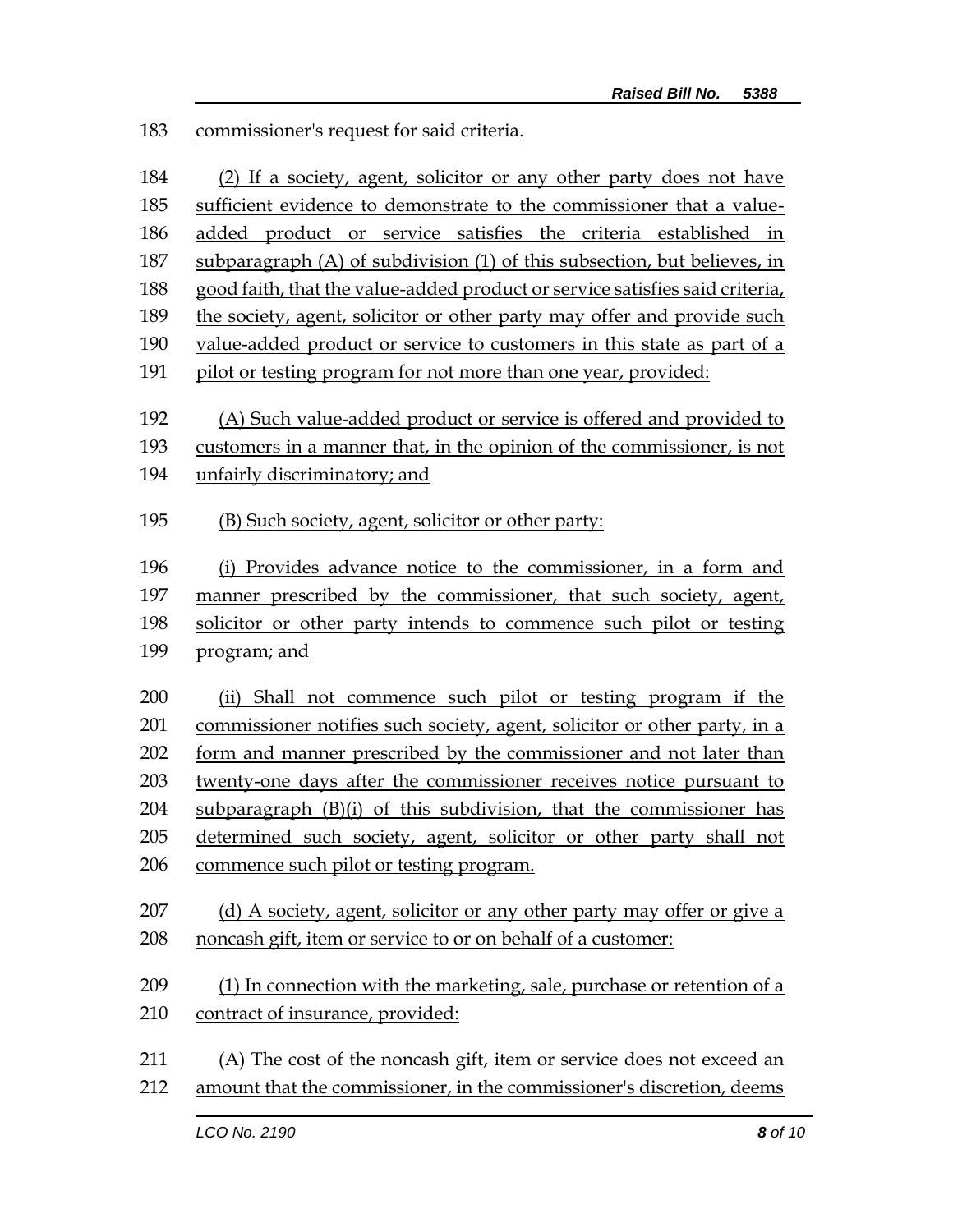commissioner's request for said criteria.

(2) If a society, agent, solicitor or any other party does not have sufficient evidence to demonstrate to the commissioner that a value-added product or service satisfies the criteria established in subparagraph (A) of subdivision (1) of this subsection, but believes, in good faith, that the value-added product or service satisfies said criteria, the society, agent, solicitor or other party may offer and provide such value-added product or service to customers in this state as part of a pilot or testing program for not more than one year, provided:

(A) Such value-added product or service is offered and provided to customers in a manner that, in the opinion of the commissioner, is not unfairly discriminatory; and

(B) Such society, agent, solicitor or other party:

(i) Provides advance notice to the commissioner, in a form and manner prescribed by the commissioner, that such society, agent, solicitor or other party intends to commence such pilot or testing program; and

(ii) Shall not commence such pilot or testing program if the commissioner notifies such society, agent, solicitor or other party, in a form and manner prescribed by the commissioner and not later than twenty-one days after the commissioner receives notice pursuant to subparagraph (B)(i) of this subdivision, that the commissioner has determined such society, agent, solicitor or other party shall not commence such pilot or testing program.

(d) A society, agent, solicitor or any other party may offer or give a noncash gift, item or service to or on behalf of a customer:

(1) In connection with the marketing, sale, purchase or retention of a contract of insurance, provided:

(A) The cost of the noncash gift, item or service does not exceed an amount that the commissioner, in the commissioner's discretion, deems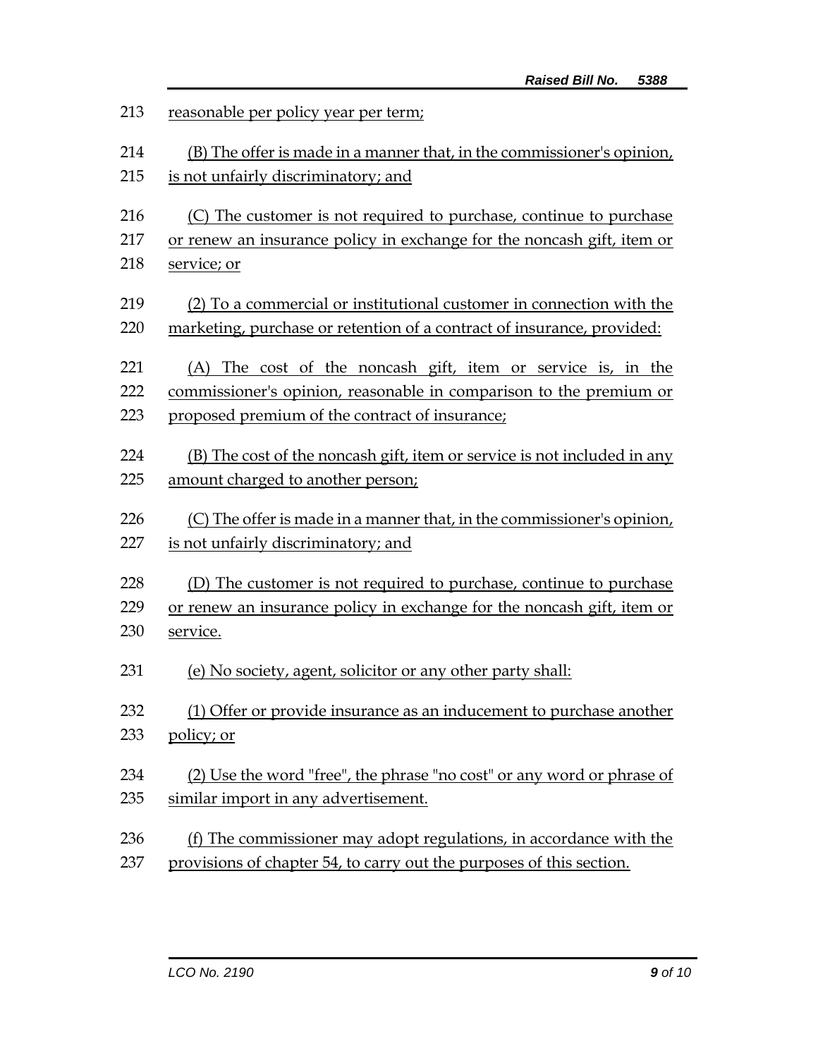reasonable per policy year per term;

(B) The offer is made in a manner that, in the commissioner's opinion, is not unfairly discriminatory; and

(C) The customer is not required to purchase, continue to purchase or renew an insurance policy in exchange for the noncash gift, item or service; or

(2) To a commercial or institutional customer in connection with the marketing, purchase or retention of a contract of insurance, provided:

(A) The cost of the noncash gift, item or service is, in the commissioner's opinion, reasonable in comparison to the premium or proposed premium of the contract of insurance;

(B) The cost of the noncash gift, item or service is not included in any amount charged to another person;

(C) The offer is made in a manner that, in the commissioner's opinion, is not unfairly discriminatory; and

(D) The customer is not required to purchase, continue to purchase or renew an insurance policy in exchange for the noncash gift, item or service.

(e) No society, agent, solicitor or any other party shall:

(1) Offer or provide insurance as an inducement to purchase another policy; or

(2) Use the word "free", the phrase "no cost" or any word or phrase of similar import in any advertisement.

(f) The commissioner may adopt regulations, in accordance with the provisions of chapter 54, to carry out the purposes of this section.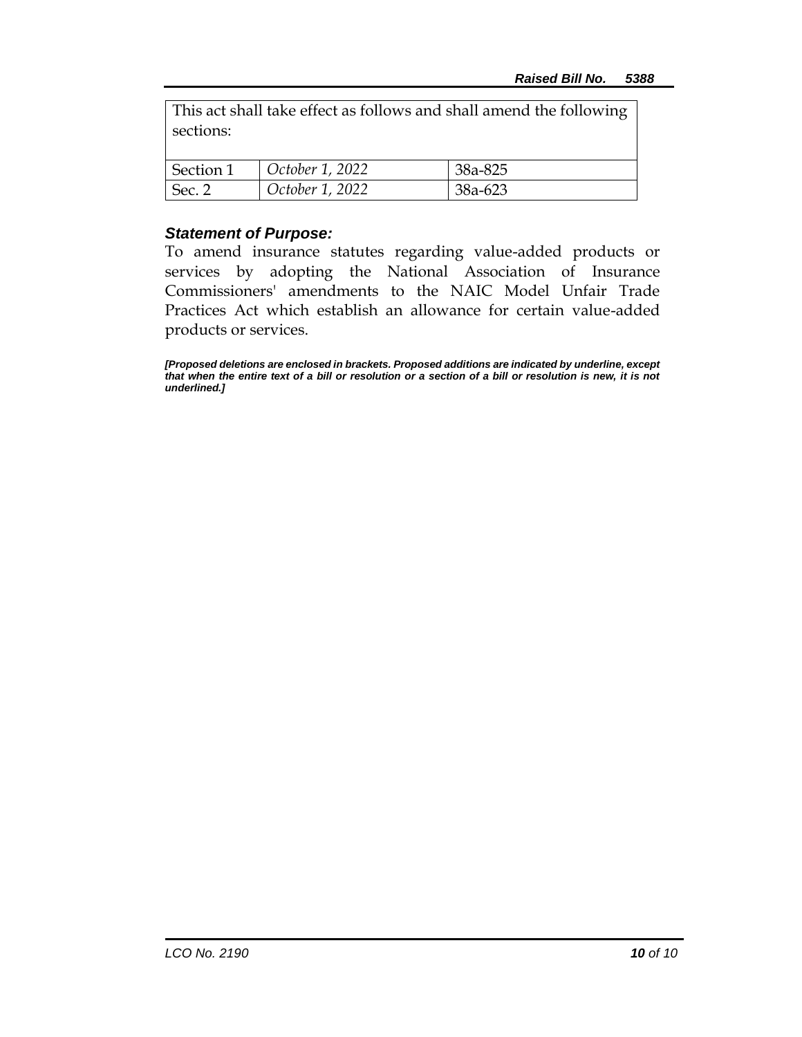| This act shall take effect as follows and shall amend the following sections: | | |
|---|---|---|
| Section 1 | *October 1, 2022* | 38a-825 |
| Sec. 2 | *October 1, 2022* | 38a-623 |

### *Statement of Purpose:*

To amend insurance statutes regarding value-added products or services by adopting the National Association of Insurance Commissioners' amendments to the NAIC Model Unfair Trade Practices Act which establish an allowance for certain value-added products or services.

***[Proposed deletions are enclosed in brackets. Proposed additions are indicated by underline, except that when the entire text of a bill or resolution or a section of a bill or resolution is new, it is not underlined.]***